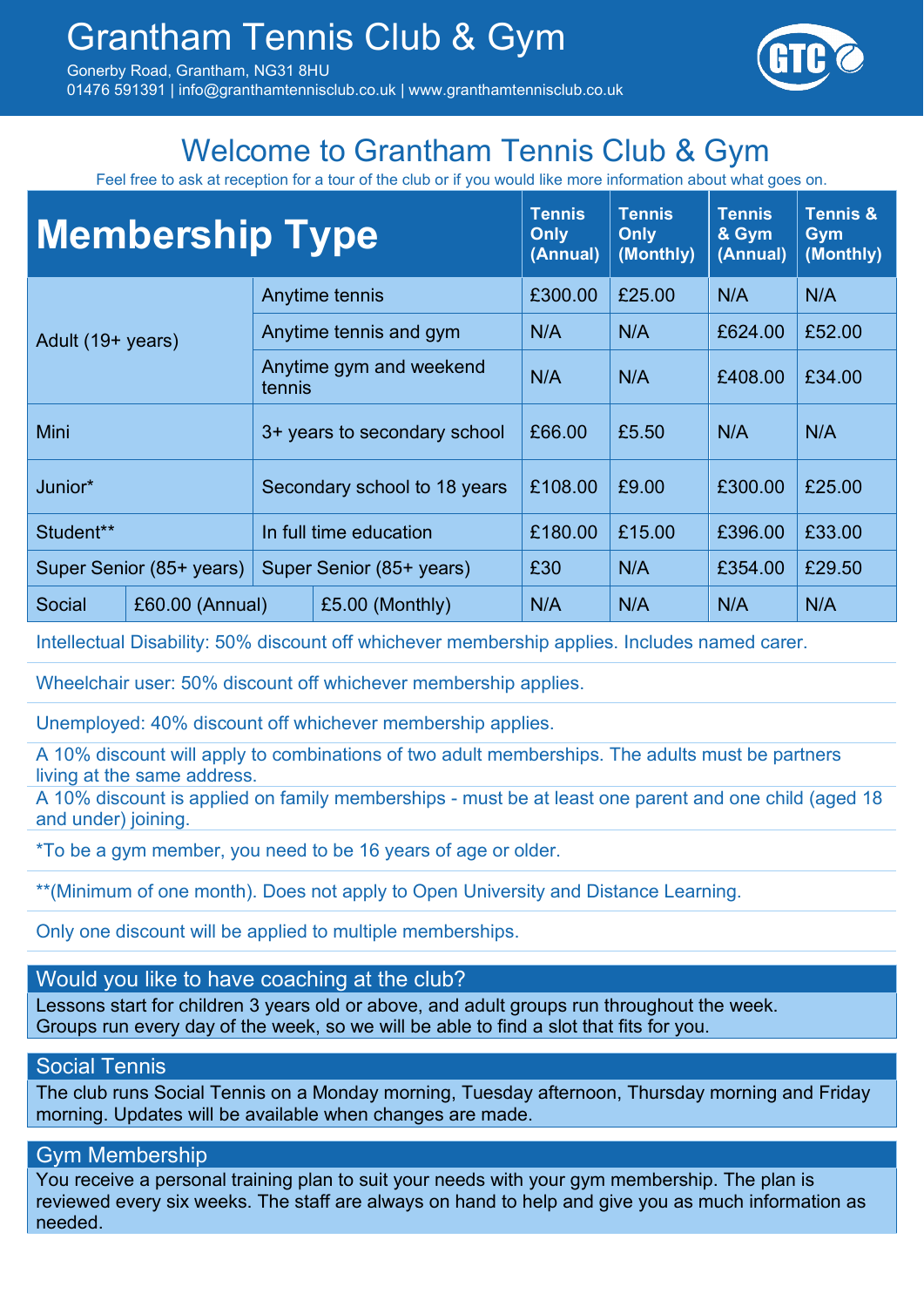# Grantham Tennis Club & Gym

Gonerby Road, Grantham, NG31 8HU
01476 591391 | info@granthamtennisclub.co.uk | www.granthamtennisclub.co.uk

## Welcome to Grantham Tennis Club & Gym

Feel free to ask at reception for a tour of the club or if you would like more information about what goes on.

| Membership Type | | Tennis Only (Annual) | Tennis Only (Monthly) | Tennis & Gym (Annual) | Tennis & Gym (Monthly) |
|---|---|---|---|---|---|
| Adult (19+ years) | Anytime tennis | £300.00 | £25.00 | N/A | N/A |
| | Anytime tennis and gym | N/A | N/A | £624.00 | £52.00 |
| | Anytime gym and weekend tennis | N/A | N/A | £408.00 | £34.00 |
| Mini | 3+ years to secondary school | £66.00 | £5.50 | N/A | N/A |
| Junior* | Secondary school to 18 years | £108.00 | £9.00 | £300.00 | £25.00 |
| Student** | In full time education | £180.00 | £15.00 | £396.00 | £33.00 |
| Super Senior (85+ years) | Super Senior (85+ years) | £30 | N/A | £354.00 | £29.50 |
| Social | £60.00 (Annual) / £5.00 (Monthly) | N/A | N/A | N/A | N/A |

Intellectual Disability: 50% discount off whichever membership applies. Includes named carer.

Wheelchair user: 50% discount off whichever membership applies.

Unemployed: 40% discount off whichever membership applies.

A 10% discount will apply to combinations of two adult memberships. The adults must be partners living at the same address.

A 10% discount is applied on family memberships - must be at least one parent and one child (aged 18 and under) joining.

*To be a gym member, you need to be 16 years of age or older.

**(Minimum of one month). Does not apply to Open University and Distance Learning.

Only one discount will be applied to multiple memberships.

### Would you like to have coaching at the club?

Lessons start for children 3 years old or above, and adult groups run throughout the week. Groups run every day of the week, so we will be able to find a slot that fits for you.

### Social Tennis

The club runs Social Tennis on a Monday morning, Tuesday afternoon, Thursday morning and Friday morning. Updates will be available when changes are made.

### Gym Membership

You receive a personal training plan to suit your needs with your gym membership. The plan is reviewed every six weeks. The staff are always on hand to help and give you as much information as needed.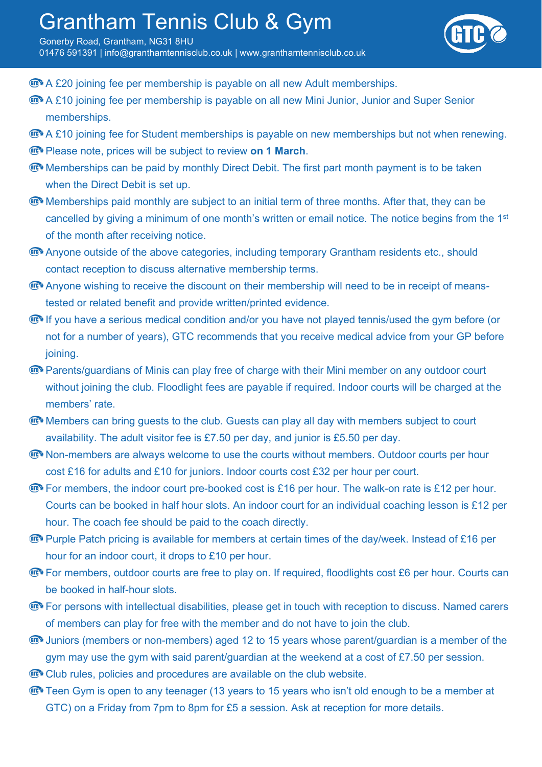# Grantham Tennis Club & Gym

Gonerby Road, Grantham, NG31 8HU
01476 591391 | info@granthamtennisclub.co.uk | www.granthamtennisclub.co.uk

- A £20 joining fee per membership is payable on all new Adult memberships.
- A £10 joining fee per membership is payable on all new Mini Junior, Junior and Super Senior memberships.
- A £10 joining fee for Student memberships is payable on new memberships but not when renewing.
- Please note, prices will be subject to review **on 1 March**.
- Memberships can be paid by monthly Direct Debit. The first part month payment is to be taken when the Direct Debit is set up.
- Memberships paid monthly are subject to an initial term of three months. After that, they can be cancelled by giving a minimum of one month's written or email notice. The notice begins from the 1st of the month after receiving notice.
- Anyone outside of the above categories, including temporary Grantham residents etc., should contact reception to discuss alternative membership terms.
- Anyone wishing to receive the discount on their membership will need to be in receipt of means-tested or related benefit and provide written/printed evidence.
- If you have a serious medical condition and/or you have not played tennis/used the gym before (or not for a number of years), GTC recommends that you receive medical advice from your GP before joining.
- Parents/guardians of Minis can play free of charge with their Mini member on any outdoor court without joining the club. Floodlight fees are payable if required. Indoor courts will be charged at the members' rate.
- Members can bring guests to the club. Guests can play all day with members subject to court availability. The adult visitor fee is £7.50 per day, and junior is £5.50 per day.
- Non-members are always welcome to use the courts without members. Outdoor courts per hour cost £16 for adults and £10 for juniors. Indoor courts cost £32 per hour per court.
- For members, the indoor court pre-booked cost is £16 per hour. The walk-on rate is £12 per hour. Courts can be booked in half hour slots. An indoor court for an individual coaching lesson is £12 per hour. The coach fee should be paid to the coach directly.
- Purple Patch pricing is available for members at certain times of the day/week. Instead of £16 per hour for an indoor court, it drops to £10 per hour.
- For members, outdoor courts are free to play on. If required, floodlights cost £6 per hour. Courts can be booked in half-hour slots.
- For persons with intellectual disabilities, please get in touch with reception to discuss. Named carers of members can play for free with the member and do not have to join the club.
- Juniors (members or non-members) aged 12 to 15 years whose parent/guardian is a member of the gym may use the gym with said parent/guardian at the weekend at a cost of £7.50 per session.
- Club rules, policies and procedures are available on the club website.
- Teen Gym is open to any teenager (13 years to 15 years who isn't old enough to be a member at GTC) on a Friday from 7pm to 8pm for £5 a session. Ask at reception for more details.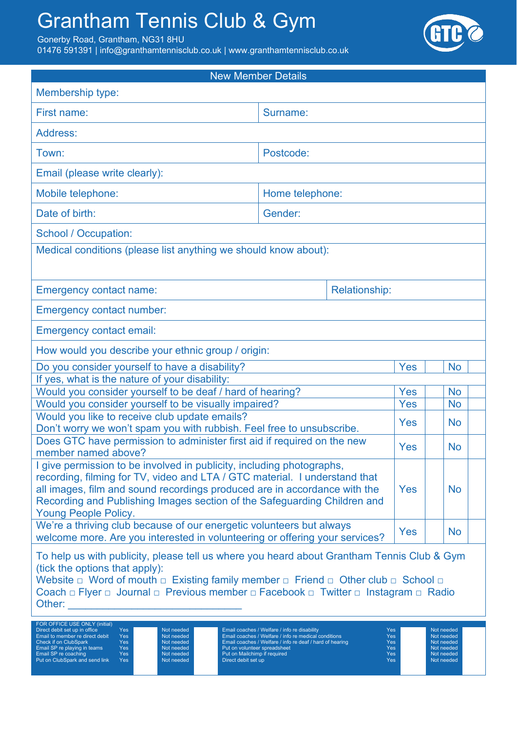# Grantham Tennis Club & Gym

Gonerby Road, Grantham, NG31 8HU
01476 591391 | info@granthamtennisclub.co.uk | www.granthamtennisclub.co.uk

## New Member Details

| | |
|---|---|
| Membership type: | |
| First name: | Surname: |
| Address: | |
| Town: | Postcode: |
| Email (please write clearly): | |
| Mobile telephone: | Home telephone: |
| Date of birth: | Gender: |
| School / Occupation: | |
| Medical conditions (please list anything we should know about): | |
| Emergency contact name: | Relationship: |
| Emergency contact number: | |
| Emergency contact email: | |
| How would you describe your ethnic group / origin: | |

| Question | | | | |
|---|---|---|---|---|
| Do you consider yourself to have a disability? | Yes | | No | |
| If yes, what is the nature of your disability: | | | | |
| Would you consider yourself to be deaf / hard of hearing? | Yes | | No | |
| Would you consider yourself to be visually impaired? | Yes | | No | |
| Would you like to receive club update emails? Don't worry we won't spam you with rubbish. Feel free to unsubscribe. | Yes | | No | |
| Does GTC have permission to administer first aid if required on the new member named above? | Yes | | No | |
| I give permission to be involved in publicity, including photographs, recording, filming for TV, video and LTA / GTC material. I understand that all images, film and sound recordings produced are in accordance with the Recording and Publishing Images section of the Safeguarding Children and Young People Policy. | Yes | | No | |
| We're a thriving club because of our energetic volunteers but always welcome more. Are you interested in volunteering or offering your services? | Yes | | No | |

To help us with publicity, please tell us where you heard about Grantham Tennis Club & Gym (tick the options that apply):
Website □ Word of mouth □ Existing family member □ Friend □ Other club □ School □ Coach □ Flyer □ Journal □ Previous member □ Facebook □ Twitter □ Instagram □ Radio
Other: ______________________________

FOR OFFICE USE ONLY (initial)

| Task | Yes | | Not needed | | Task | Yes | | Not needed | |
|---|---|---|---|---|---|---|---|---|---|
| Direct debit set up in office | Yes | | Not needed | | Email coaches / Welfare / info re disability | Yes | | Not needed | |
| Email to member re direct debit | Yes | | Not needed | | Email coaches / Welfare / info re medical conditions | Yes | | Not needed | |
| Check if on ClubSpark | Yes | | Not needed | | Email coaches / Welfare / info re deaf / hard of hearing | Yes | | Not needed | |
| Email SP re playing in teams | Yes | | Not needed | | Put on volunteer spreadsheet | Yes | | Not needed | |
| Email SP re coaching | Yes | | Not needed | | Put on Mailchimp if required | Yes | | Not needed | |
| Put on ClubSpark and send link | Yes | | Not needed | | Direct debit set up | Yes | | Not needed | |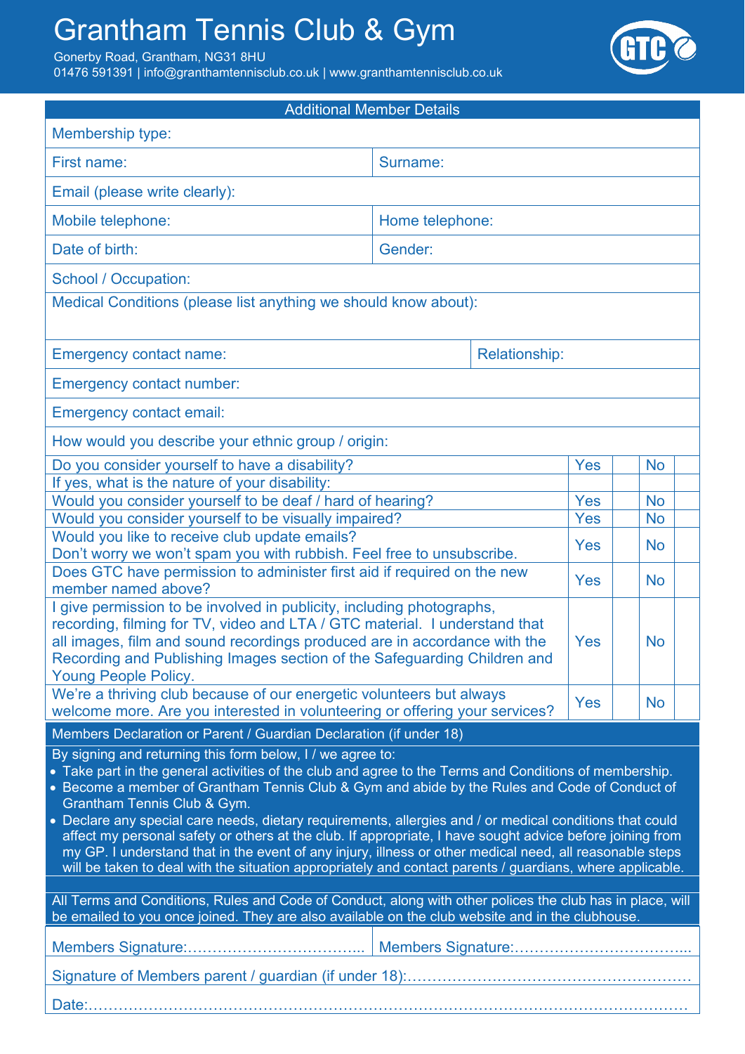# Grantham Tennis Club & Gym

Gonerby Road, Grantham, NG31 8HU
01476 591391 | info@granthamtennisclub.co.uk | www.granthamtennisclub.co.uk

## Additional Member Details

| | |
|---|---|
| Membership type: | |
| First name: | Surname: |
| Email (please write clearly): | |
| Mobile telephone: | Home telephone: |
| Date of birth: | Gender: |
| School / Occupation: | |
| Medical Conditions (please list anything we should know about): | |
| Emergency contact name: | Relationship: |
| Emergency contact number: | |
| Emergency contact email: | |
| How would you describe your ethnic group / origin: | |

| | | | | |
|---|---|---|---|---|
| Do you consider yourself to have a disability? | Yes | | No | |
| If yes, what is the nature of your disability: | | | | |
| Would you consider yourself to be deaf / hard of hearing? | Yes | | No | |
| Would you consider yourself to be visually impaired? | Yes | | No | |
| Would you like to receive club update emails? Don't worry we won't spam you with rubbish. Feel free to unsubscribe. | Yes | | No | |
| Does GTC have permission to administer first aid if required on the new member named above? | Yes | | No | |
| I give permission to be involved in publicity, including photographs, recording, filming for TV, video and LTA / GTC material. I understand that all images, film and sound recordings produced are in accordance with the Recording and Publishing Images section of the Safeguarding Children and Young People Policy. | Yes | | No | |
| We're a thriving club because of our energetic volunteers but always welcome more. Are you interested in volunteering or offering your services? | Yes | | No | |

## Members Declaration or Parent / Guardian Declaration (if under 18)

By signing and returning this form below, I / we agree to:

- Take part in the general activities of the club and agree to the Terms and Conditions of membership.
- Become a member of Grantham Tennis Club & Gym and abide by the Rules and Code of Conduct of Grantham Tennis Club & Gym.
- Declare any special care needs, dietary requirements, allergies and / or medical conditions that could affect my personal safety or others at the club. If appropriate, I have sought advice before joining from my GP. I understand that in the event of any injury, illness or other medical need, all reasonable steps will be taken to deal with the situation appropriately and contact parents / guardians, where applicable.

All Terms and Conditions, Rules and Code of Conduct, along with other polices the club has in place, will be emailed to you once joined. They are also available on the club website and in the clubhouse.

Members Signature:…………………………….. Members Signature:……………………………...

Signature of Members parent / guardian (if under 18):…………………………………………………

Date:……………………………………………………………………………………………………